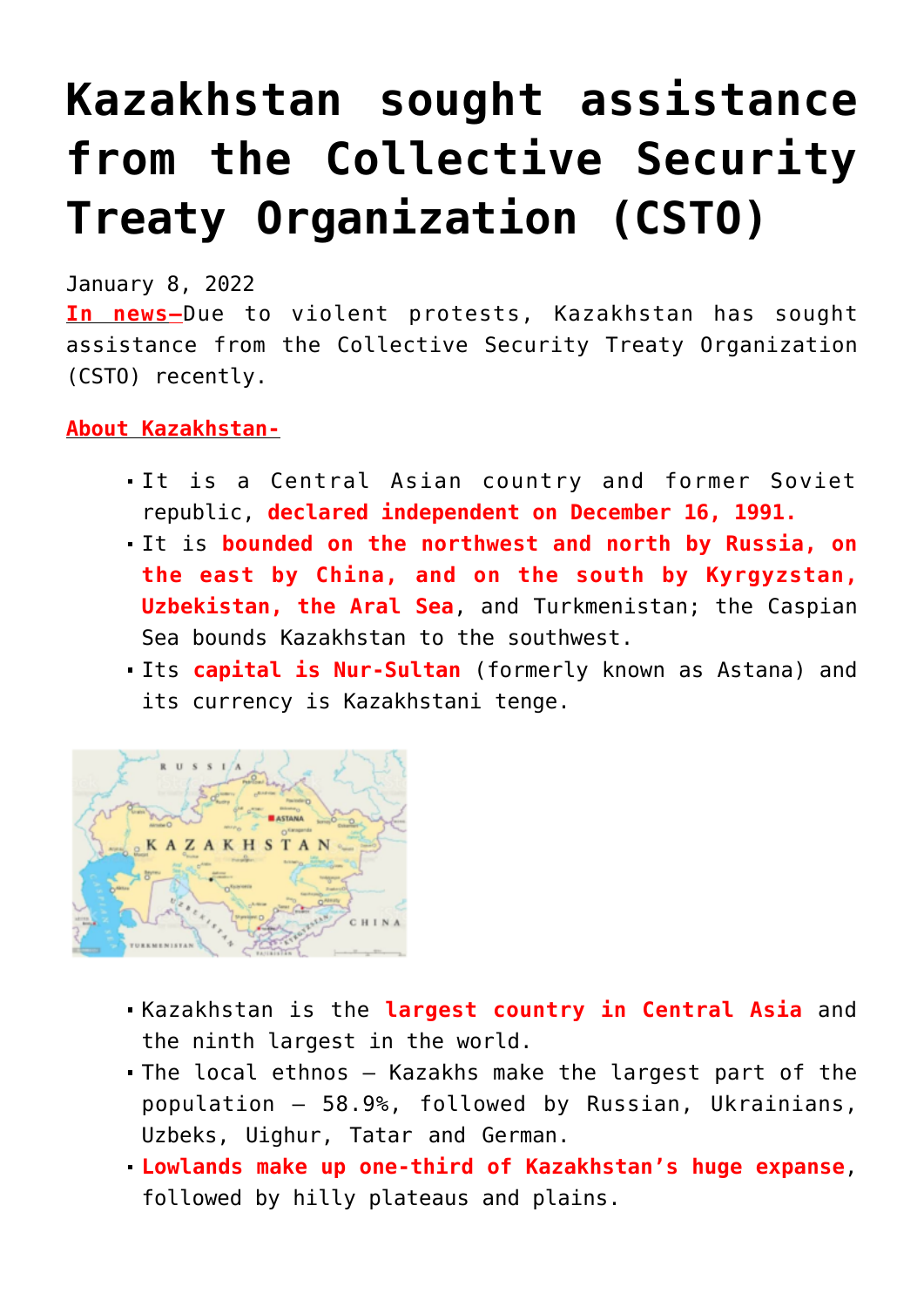# Kazakhstan sought assistance from the Collective Security Treaty Organization (CSTO)

January 8, 2022

**In news–**Due to violent protests, Kazakhstan has sought assistance from the Collective Security Treaty Organization (CSTO) recently.

**About Kazakhstan-**

- It is a Central Asian country and former Soviet republic, **declared independent on December 16, 1991.**
- It is **bounded on the northwest and north by Russia, on the east by China, and on the south by Kyrgyzstan, Uzbekistan, the Aral Sea**, and Turkmenistan; the Caspian Sea bounds Kazakhstan to the southwest.
- Its **capital is Nur-Sultan** (formerly known as Astana) and its currency is Kazakhstani tenge.

- Kazakhstan is the **largest country in Central Asia** and the ninth largest in the world.
- The local ethnos – Kazakhs make the largest part of the population – 58.9%, followed by Russian, Ukrainians, Uzbeks, Uighur, Tatar and German.
- **Lowlands make up one-third of Kazakhstan's huge expanse**, followed by hilly plateaus and plains.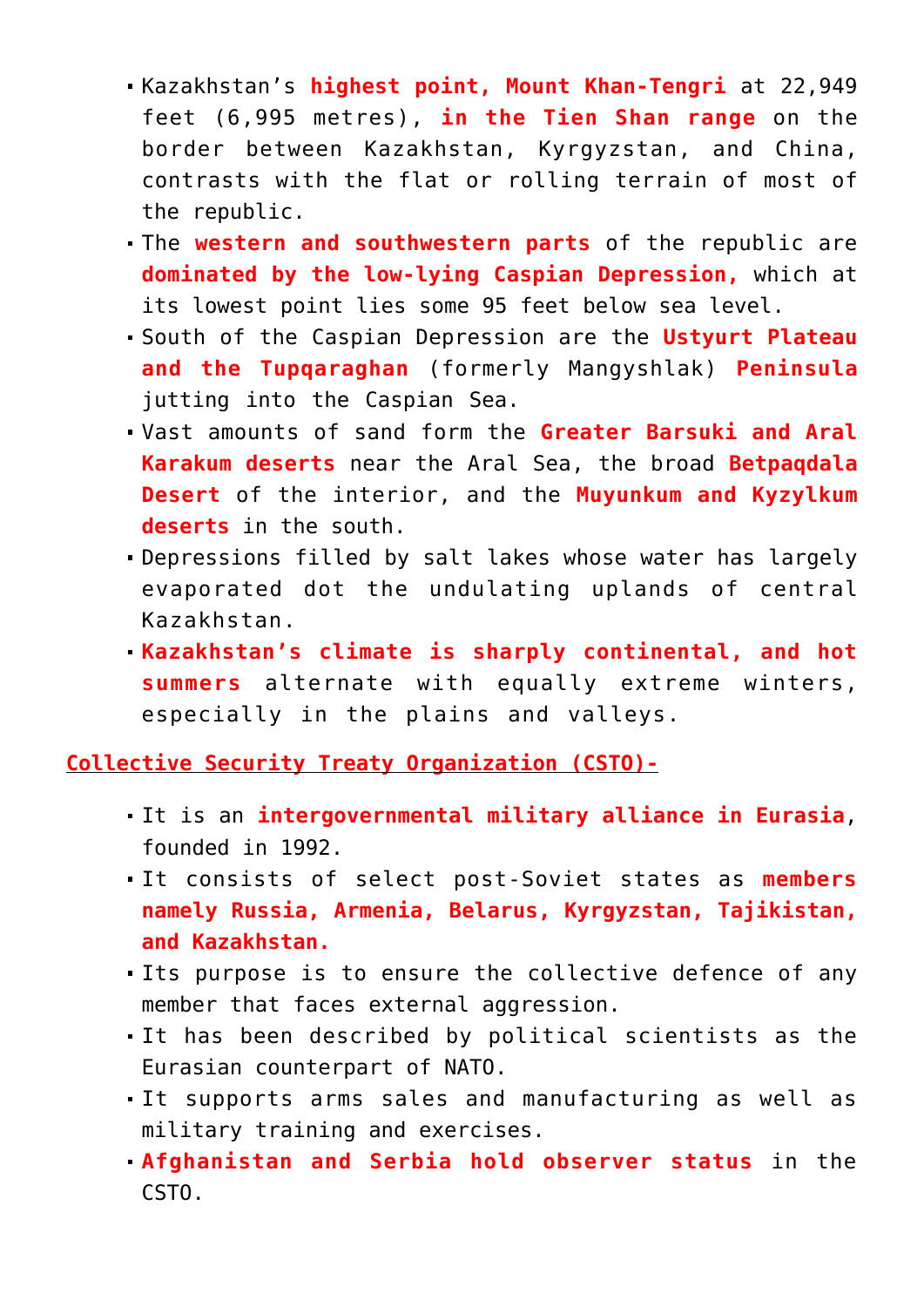- Kazakhstan's **highest point, Mount Khan-Tengri** at 22,949 feet (6,995 metres), **in the Tien Shan range** on the border between Kazakhstan, Kyrgyzstan, and China, contrasts with the flat or rolling terrain of most of the republic.
- The **western and southwestern parts** of the republic are **dominated by the low-lying Caspian Depression,** which at its lowest point lies some 95 feet below sea level.
- South of the Caspian Depression are the **Ustyurt Plateau and the Tupqaraghan** (formerly Mangyshlak) **Peninsula** jutting into the Caspian Sea.
- Vast amounts of sand form the **Greater Barsuki and Aral Karakum deserts** near the Aral Sea, the broad **Betpaqdala Desert** of the interior, and the **Muyunkum and Kyzylkum deserts** in the south.
- Depressions filled by salt lakes whose water has largely evaporated dot the undulating uplands of central Kazakhstan.
- **Kazakhstan's climate is sharply continental, and hot summers** alternate with equally extreme winters, especially in the plains and valleys.

## Collective Security Treaty Organization (CSTO)-

- It is an **intergovernmental military alliance in Eurasia**, founded in 1992.
- It consists of select post-Soviet states as **members namely Russia, Armenia, Belarus, Kyrgyzstan, Tajikistan, and Kazakhstan.**
- Its purpose is to ensure the collective defence of any member that faces external aggression.
- It has been described by political scientists as the Eurasian counterpart of NATO.
- It supports arms sales and manufacturing as well as military training and exercises.
- **Afghanistan and Serbia hold observer status** in the CSTO.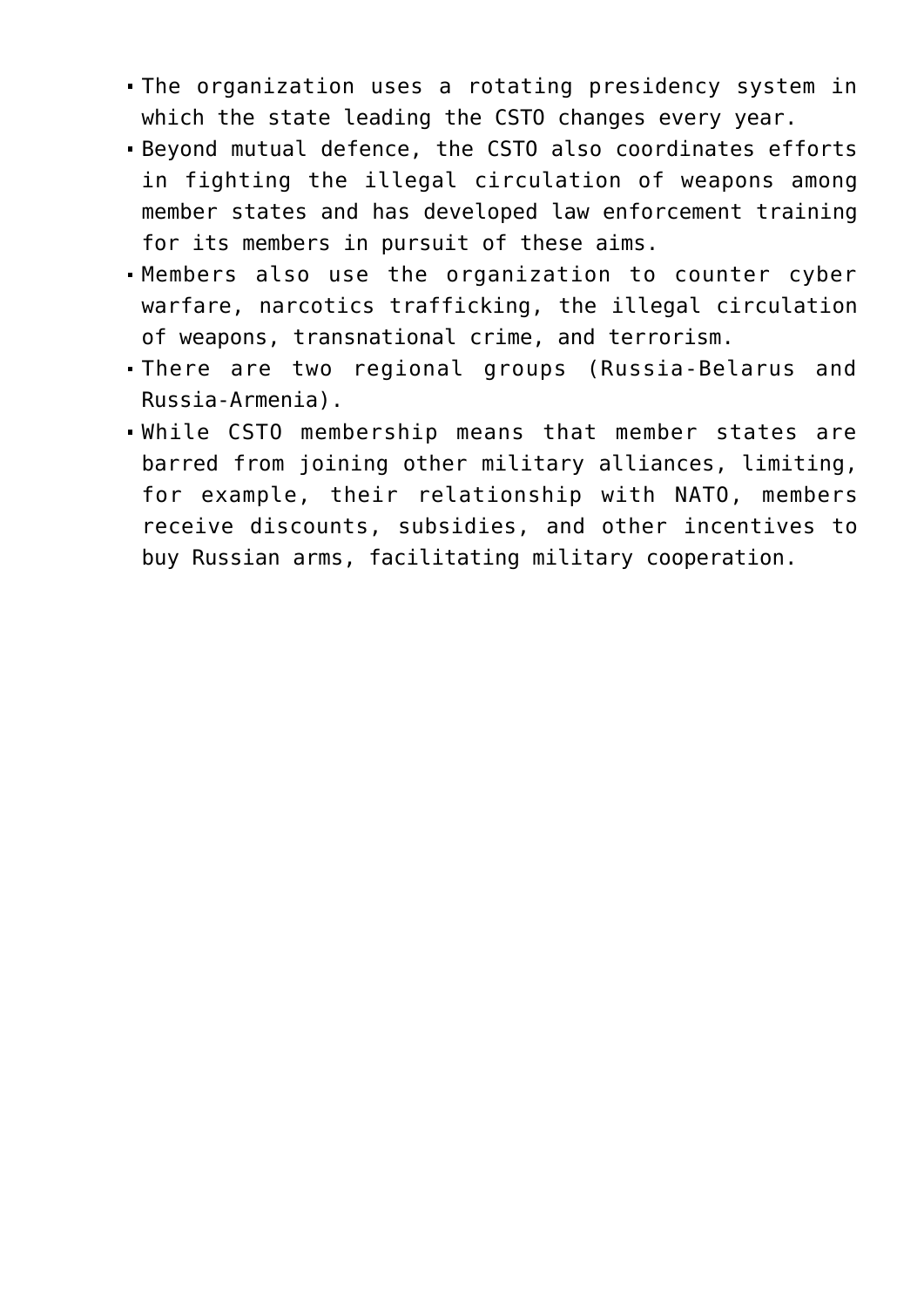- The organization uses a rotating presidency system in which the state leading the CSTO changes every year.
- Beyond mutual defence, the CSTO also coordinates efforts in fighting the illegal circulation of weapons among member states and has developed law enforcement training for its members in pursuit of these aims.
- Members also use the organization to counter cyber warfare, narcotics trafficking, the illegal circulation of weapons, transnational crime, and terrorism.
- There are two regional groups (Russia-Belarus and Russia-Armenia).
- While CSTO membership means that member states are barred from joining other military alliances, limiting, for example, their relationship with NATO, members receive discounts, subsidies, and other incentives to buy Russian arms, facilitating military cooperation.